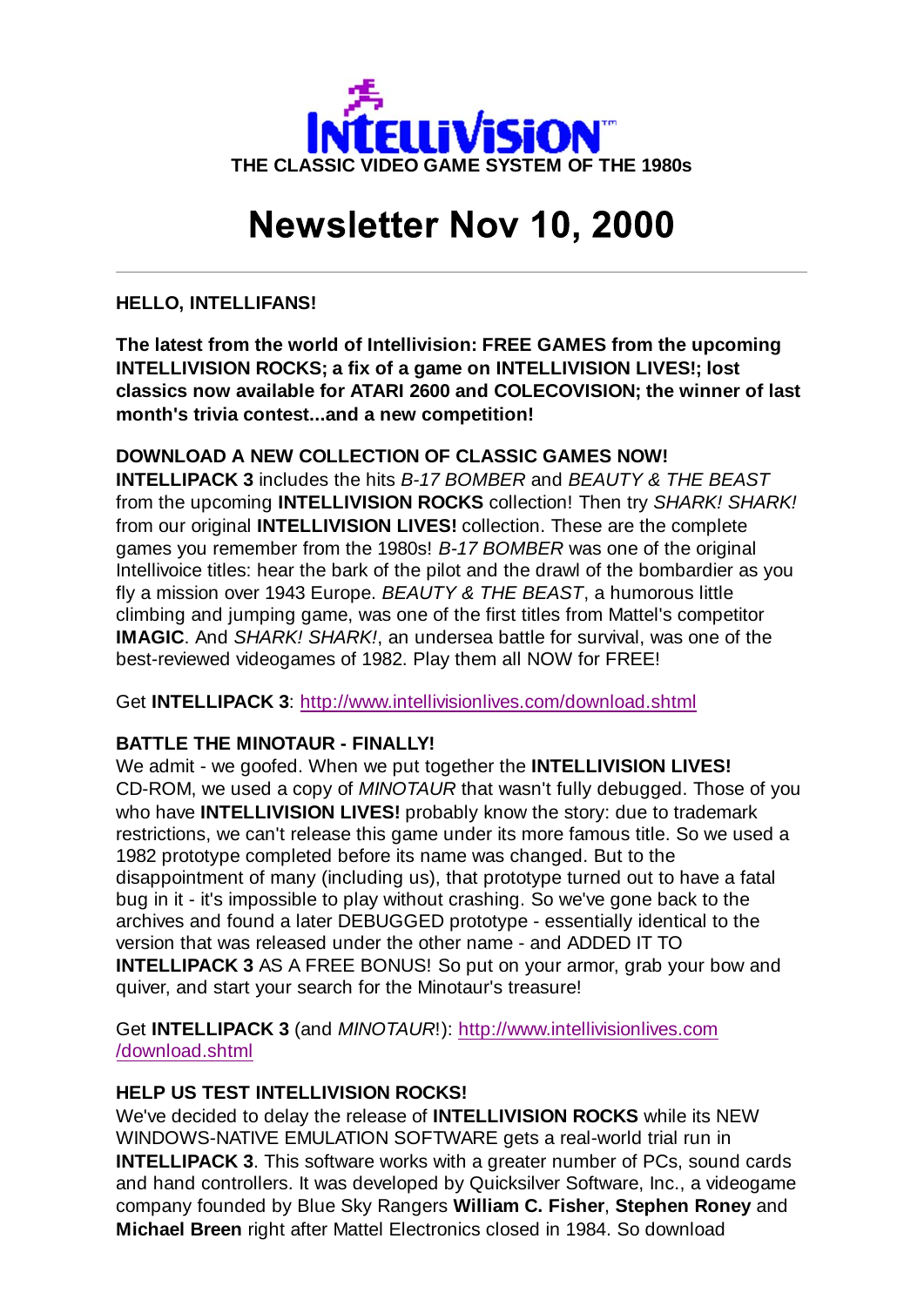INTELLIVISION™

THE CLASSIC VIDEO GAME SYSTEM OF THE 1980s

# Newsletter Nov 10, 2000

---

**HELLO, INTELLIFANS!**

**The latest from the world of Intellivision: FREE GAMES from the upcoming INTELLIVISION ROCKS; a fix of a game on INTELLIVISION LIVES!; lost classics now available for ATARI 2600 and COLECOVISION; the winner of last month's trivia contest...and a new competition!**

**DOWNLOAD A NEW COLLECTION OF CLASSIC GAMES NOW!**
**INTELLIPACK 3** includes the hits *B-17 BOMBER* and *BEAUTY & THE BEAST* from the upcoming **INTELLIVISION ROCKS** collection! Then try *SHARK! SHARK!* from our original **INTELLIVISION LIVES!** collection. These are the complete games you remember from the 1980s! *B-17 BOMBER* was one of the original Intellivoice titles: hear the bark of the pilot and the drawl of the bombardier as you fly a mission over 1943 Europe. *BEAUTY & THE BEAST*, a humorous little climbing and jumping game, was one of the first titles from Mattel's competitor **IMAGIC**. And *SHARK! SHARK!*, an undersea battle for survival, was one of the best-reviewed videogames of 1982. Play them all NOW for FREE!

Get **INTELLIPACK 3**: http://www.intellivisionlives.com/download.shtml

**BATTLE THE MINOTAUR - FINALLY!**
We admit - we goofed. When we put together the **INTELLIVISION LIVES!** CD-ROM, we used a copy of *MINOTAUR* that wasn't fully debugged. Those of you who have **INTELLIVISION LIVES!** probably know the story: due to trademark restrictions, we can't release this game under its more famous title. So we used a 1982 prototype completed before its name was changed. But to the disappointment of many (including us), that prototype turned out to have a fatal bug in it - it's impossible to play without crashing. So we've gone back to the archives and found a later DEBUGGED prototype - essentially identical to the version that was released under the other name - and ADDED IT TO **INTELLIPACK 3** AS A FREE BONUS! So put on your armor, grab your bow and quiver, and start your search for the Minotaur's treasure!

Get **INTELLIPACK 3** (and *MINOTAUR*!): http://www.intellivisionlives.com/download.shtml

**HELP US TEST INTELLIVISION ROCKS!**
We've decided to delay the release of **INTELLIVISION ROCKS** while its NEW WINDOWS-NATIVE EMULATION SOFTWARE gets a real-world trial run in **INTELLIPACK 3**. This software works with a greater number of PCs, sound cards and hand controllers. It was developed by Quicksilver Software, Inc., a videogame company founded by Blue Sky Rangers **William C. Fisher**, **Stephen Roney** and **Michael Breen** right after Mattel Electronics closed in 1984. So download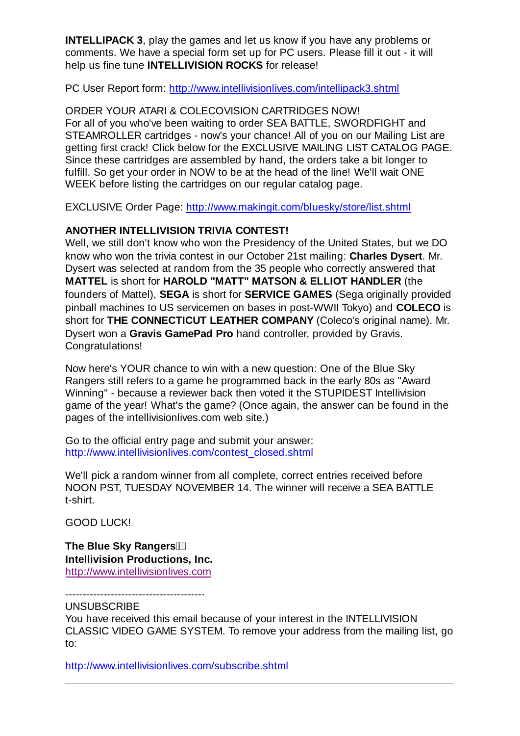**INTELLIPACK 3**, play the games and let us know if you have any problems or comments. We have a special form set up for PC users. Please fill it out - it will help us fine tune **INTELLIVISION ROCKS** for release!

PC User Report form: http://www.intellivisionlives.com/intellipack3.shtml

ORDER YOUR ATARI & COLECOVISION CARTRIDGES NOW!
For all of you who've been waiting to order SEA BATTLE, SWORDFIGHT and STEAMROLLER cartridges - now's your chance! All of you on our Mailing List are getting first crack! Click below for the EXCLUSIVE MAILING LIST CATALOG PAGE. Since these cartridges are assembled by hand, the orders take a bit longer to fulfill. So get your order in NOW to be at the head of the line! We'll wait ONE WEEK before listing the cartridges on our regular catalog page.

EXCLUSIVE Order Page: http://www.makingit.com/bluesky/store/list.shtml

**ANOTHER INTELLIVISION TRIVIA CONTEST!**
Well, we still don't know who won the Presidency of the United States, but we DO know who won the trivia contest in our October 21st mailing: **Charles Dysert**. Mr. Dysert was selected at random from the 35 people who correctly answered that **MATTEL** is short for **HAROLD "MATT" MATSON & ELLIOT HANDLER** (the founders of Mattel), **SEGA** is short for **SERVICE GAMES** (Sega originally provided pinball machines to US servicemen on bases in post-WWII Tokyo) and **COLECO** is short for **THE CONNECTICUT LEATHER COMPANY** (Coleco's original name). Mr. Dysert won a **Gravis GamePad Pro** hand controller, provided by Gravis. Congratulations!

Now here's YOUR chance to win with a new question: One of the Blue Sky Rangers still refers to a game he programmed back in the early 80s as "Award Winning" - because a reviewer back then voted it the STUPIDEST Intellivision game of the year! What's the game? (Once again, the answer can be found in the pages of the intellivisionlives.com web site.)

Go to the official entry page and submit your answer:
http://www.intellivisionlives.com/contest_closed.shtml

We'll pick a random winner from all complete, correct entries received before NOON PST, TUESDAY NOVEMBER 14. The winner will receive a SEA BATTLE t-shirt.

GOOD LUCK!

**The Blue Sky Rangers**
**Intellivision Productions, Inc.**
http://www.intellivisionlives.com

----------------------------------------
UNSUBSCRIBE
You have received this email because of your interest in the INTELLIVISION CLASSIC VIDEO GAME SYSTEM. To remove your address from the mailing list, go to:

http://www.intellivisionlives.com/subscribe.shtml